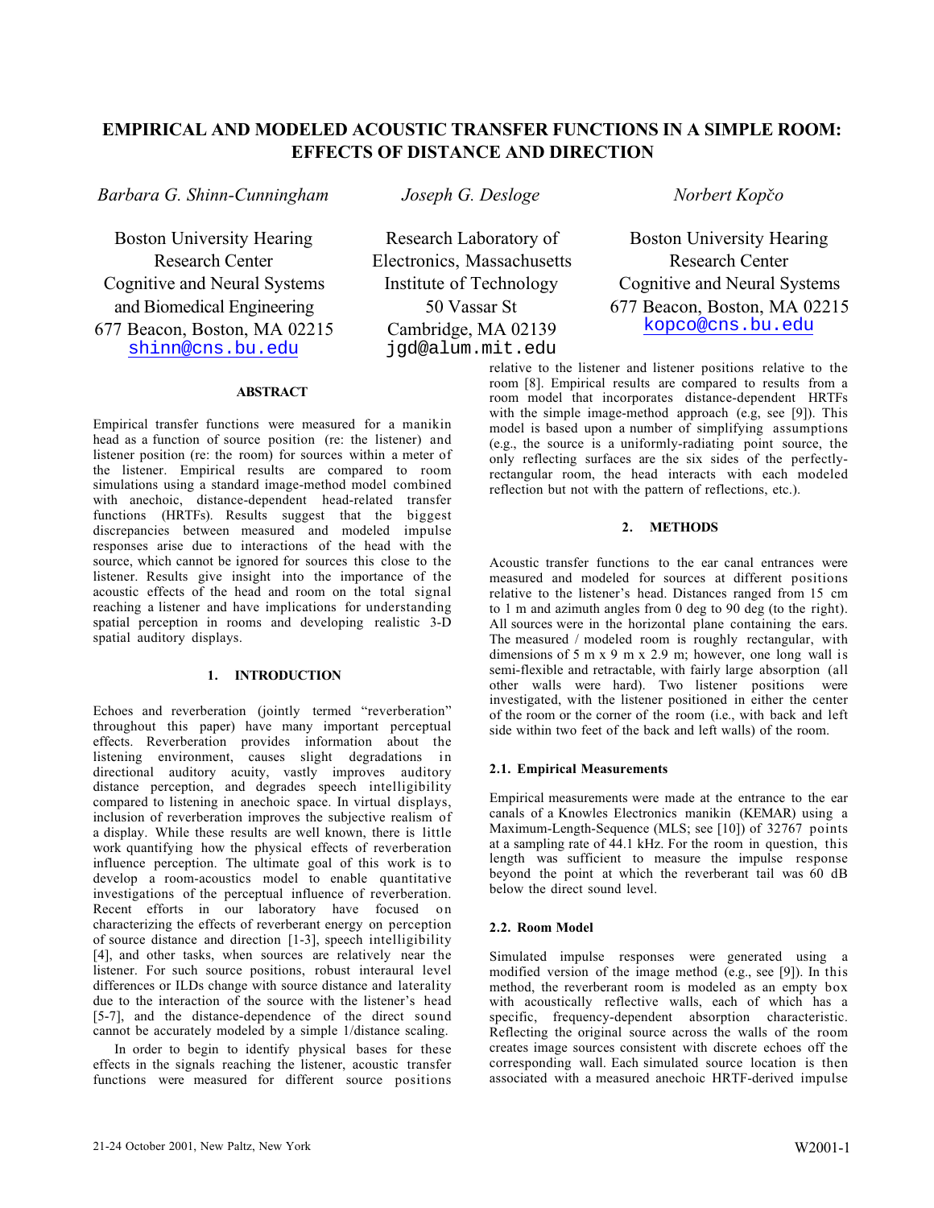# EMPIRICAL AND MODELED ACOUSTIC TRANSFER FUNCTIONS IN A SIMPLE ROOM: EFFECTS OF DISTANCE AND DIRECTION

*Barbara G. Shinn-Cunningham*

Boston University Hearing Research Center
Cognitive and Neural Systems and Biomedical Engineering
677 Beacon, Boston, MA 02215
shinn@cns.bu.edu

*Joseph G. Desloge*

Research Laboratory of Electronics, Massachusetts Institute of Technology
50 Vassar St
Cambridge, MA 02139
jgd@alum.mit.edu

*Norbert Kopčo*

Boston University Hearing Research Center
Cognitive and Neural Systems
677 Beacon, Boston, MA 02215
kopco@cns.bu.edu

## ABSTRACT

Empirical transfer functions were measured for a manikin head as a function of source position (re: the listener) and listener position (re: the room) for sources within a meter of the listener. Empirical results are compared to room simulations using a standard image-method model combined with anechoic, distance-dependent head-related transfer functions (HRTFs). Results suggest that the biggest discrepancies between measured and modeled impulse responses arise due to interactions of the head with the source, which cannot be ignored for sources this close to the listener. Results give insight into the importance of the acoustic effects of the head and room on the total signal reaching a listener and have implications for understanding spatial perception in rooms and developing realistic 3-D spatial auditory displays.

## 1. INTRODUCTION

Echoes and reverberation (jointly termed "reverberation" throughout this paper) have many important perceptual effects. Reverberation provides information about the listening environment, causes slight degradations in directional auditory acuity, vastly improves auditory distance perception, and degrades speech intelligibility compared to listening in anechoic space. In virtual displays, inclusion of reverberation improves the subjective realism of a display. While these results are well known, there is little work quantifying how the physical effects of reverberation influence perception. The ultimate goal of this work is to develop a room-acoustics model to enable quantitative investigations of the perceptual influence of reverberation. Recent efforts in our laboratory have focused on characterizing the effects of reverberant energy on perception of source distance and direction [1-3], speech intelligibility [4], and other tasks, when sources are relatively near the listener. For such source positions, robust interaural level differences or ILDs change with source distance and laterality due to the interaction of the source with the listener's head [5-7], and the distance-dependence of the direct sound cannot be accurately modeled by a simple 1/distance scaling.

In order to begin to identify physical bases for these effects in the signals reaching the listener, acoustic transfer functions were measured for different source positions relative to the listener and listener positions relative to the room [8]. Empirical results are compared to results from a room model that incorporates distance-dependent HRTFs with the simple image-method approach (e.g, see [9]). This model is based upon a number of simplifying assumptions (e.g., the source is a uniformly-radiating point source, the only reflecting surfaces are the six sides of the perfectly-rectangular room, the head interacts with each modeled reflection but not with the pattern of reflections, etc.).

## 2. METHODS

Acoustic transfer functions to the ear canal entrances were measured and modeled for sources at different positions relative to the listener's head. Distances ranged from 15 cm to 1 m and azimuth angles from 0 deg to 90 deg (to the right). All sources were in the horizontal plane containing the ears. The measured / modeled room is roughly rectangular, with dimensions of 5 m x 9 m x 2.9 m; however, one long wall is semi-flexible and retractable, with fairly large absorption (all other walls were hard). Two listener positions were investigated, with the listener positioned in either the center of the room or the corner of the room (i.e., with back and left side within two feet of the back and left walls) of the room.

### 2.1. Empirical Measurements

Empirical measurements were made at the entrance to the ear canals of a Knowles Electronics manikin (KEMAR) using a Maximum-Length-Sequence (MLS; see [10]) of 32767 points at a sampling rate of 44.1 kHz. For the room in question, this length was sufficient to measure the impulse response beyond the point at which the reverberant tail was 60 dB below the direct sound level.

### 2.2. Room Model

Simulated impulse responses were generated using a modified version of the image method (e.g., see [9]). In this method, the reverberant room is modeled as an empty box with acoustically reflective walls, each of which has a specific, frequency-dependent absorption characteristic. Reflecting the original source across the walls of the room creates image sources consistent with discrete echoes off the corresponding wall. Each simulated source location is then associated with a measured anechoic HRTF-derived impulse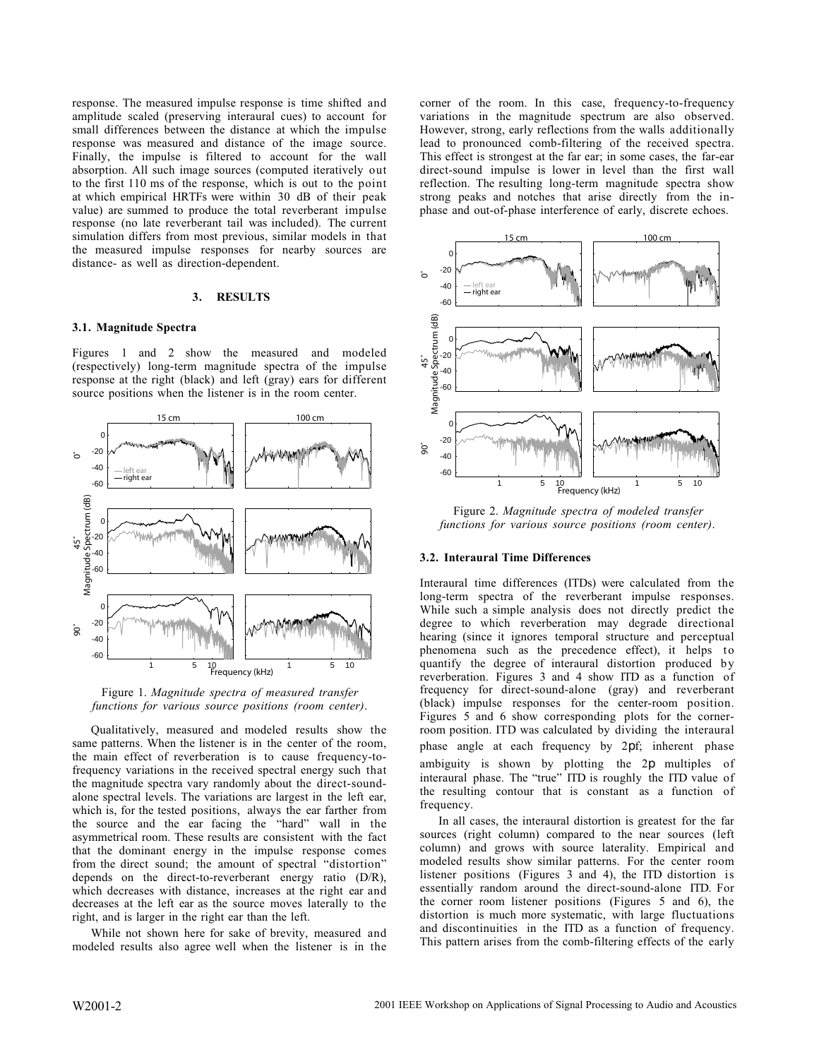response. The measured impulse response is time shifted and amplitude scaled (preserving interaural cues) to account for small differences between the distance at which the impulse response was measured and distance of the image source. Finally, the impulse is filtered to account for the wall absorption. All such image sources (computed iteratively out to the first 110 ms of the response, which is out to the point at which empirical HRTFs were within 30 dB of their peak value) are summed to produce the total reverberant impulse response (no late reverberant tail was included). The current simulation differs from most previous, similar models in that the measured impulse responses for nearby sources are distance- as well as direction-dependent.

## 3. RESULTS

### 3.1. Magnitude Spectra

Figures 1 and 2 show the measured and modeled (respectively) long-term magnitude spectra of the impulse response at the right (black) and left (gray) ears for different source positions when the listener is in the room center.

Figure 1. *Magnitude spectra of measured transfer functions for various source positions (room center).*

Qualitatively, measured and modeled results show the same patterns. When the listener is in the center of the room, the main effect of reverberation is to cause frequency-to-frequency variations in the received spectral energy such that the magnitude spectra vary randomly about the direct-sound-alone spectral levels. The variations are largest in the left ear, which is, for the tested positions, always the ear farther from the source and the ear facing the "hard" wall in the asymmetrical room. These results are consistent with the fact that the dominant energy in the impulse response comes from the direct sound; the amount of spectral "distortion" depends on the direct-to-reverberant energy ratio (D/R), which decreases with distance, increases at the right ear and decreases at the left ear as the source moves laterally to the right, and is larger in the right ear than the left.

While not shown here for sake of brevity, measured and modeled results also agree well when the listener is in the corner of the room. In this case, frequency-to-frequency variations in the magnitude spectrum are also observed. However, strong, early reflections from the walls additionally lead to pronounced comb-filtering of the received spectra. This effect is strongest at the far ear; in some cases, the far-ear direct-sound impulse is lower in level than the first wall reflection. The resulting long-term magnitude spectra show strong peaks and notches that arise directly from the in-phase and out-of-phase interference of early, discrete echoes.

Figure 2. *Magnitude spectra of modeled transfer functions for various source positions (room center).*

### 3.2. Interaural Time Differences

Interaural time differences (ITDs) were calculated from the long-term spectra of the reverberant impulse responses. While such a simple analysis does not directly predict the degree to which reverberation may degrade directional hearing (since it ignores temporal structure and perceptual phenomena such as the precedence effect), it helps to quantify the degree of interaural distortion produced by reverberation. Figures 3 and 4 show ITD as a function of frequency for direct-sound-alone (gray) and reverberant (black) impulse responses for the center-room position. Figures 5 and 6 show corresponding plots for the corner-room position. ITD was calculated by dividing the interaural phase angle at each frequency by $2\pi f$; inherent phase ambiguity is shown by plotting the $2\pi$ multiples of interaural phase. The "true" ITD is roughly the ITD value of the resulting contour that is constant as a function of frequency.

In all cases, the interaural distortion is greatest for the far sources (right column) compared to the near sources (left column) and grows with source laterality. Empirical and modeled results show similar patterns. For the center room listener positions (Figures 3 and 4), the ITD distortion is essentially random around the direct-sound-alone ITD. For the corner room listener positions (Figures 5 and 6), the distortion is much more systematic, with large fluctuations and discontinuities in the ITD as a function of frequency. This pattern arises from the comb-filtering effects of the early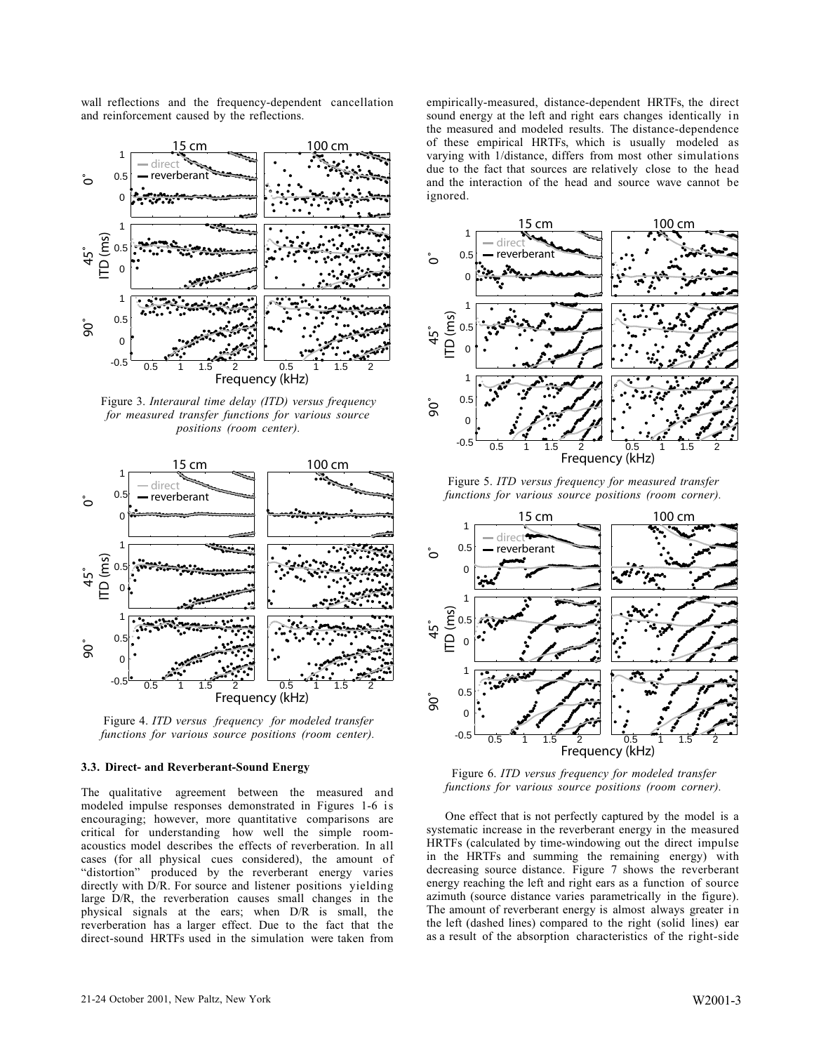wall reflections and the frequency-dependent cancellation and reinforcement caused by the reflections.

Figure 3. *Interaural time delay (ITD) versus frequency for measured transfer functions for various source positions (room center).*

Figure 4. *ITD versus frequency for modeled transfer functions for various source positions (room center).*

### 3.3. Direct- and Reverberant-Sound Energy

The qualitative agreement between the measured and modeled impulse responses demonstrated in Figures 1-6 is encouraging; however, more quantitative comparisons are critical for understanding how well the simple room-acoustics model describes the effects of reverberation. In all cases (for all physical cues considered), the amount of "distortion" produced by the reverberant energy varies directly with D/R. For source and listener positions yielding large D/R, the reverberation causes small changes in the physical signals at the ears; when D/R is small, the reverberation has a larger effect. Due to the fact that the direct-sound HRTFs used in the simulation were taken from empirically-measured, distance-dependent HRTFs, the direct sound energy at the left and right ears changes identically in the measured and modeled results. The distance-dependence of these empirical HRTFs, which is usually modeled as varying with 1/distance, differs from most other simulations due to the fact that sources are relatively close to the head and the interaction of the head and source wave cannot be ignored.

Figure 5. *ITD versus frequency for measured transfer functions for various source positions (room corner).*

Figure 6. *ITD versus frequency for modeled transfer functions for various source positions (room corner).*

One effect that is not perfectly captured by the model is a systematic increase in the reverberant energy in the measured HRTFs (calculated by time-windowing out the direct impulse in the HRTFs and summing the remaining energy) with decreasing source distance. Figure 7 shows the reverberant energy reaching the left and right ears as a function of source azimuth (source distance varies parametrically in the figure). The amount of reverberant energy is almost always greater in the left (dashed lines) compared to the right (solid lines) ear as a result of the absorption characteristics of the right-side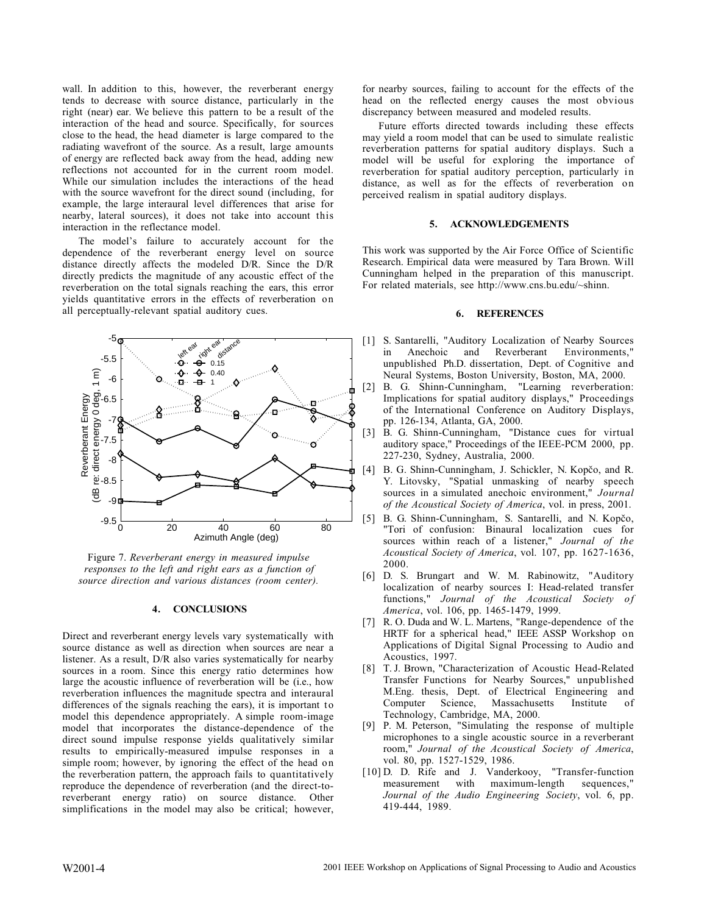wall. In addition to this, however, the reverberant energy tends to decrease with source distance, particularly in the right (near) ear. We believe this pattern to be a result of the interaction of the head and source. Specifically, for sources close to the head, the head diameter is large compared to the radiating wavefront of the source. As a result, large amounts of energy are reflected back away from the head, adding new reflections not accounted for in the current room model. While our simulation includes the interactions of the head with the source wavefront for the direct sound (including, for example, the large interaural level differences that arise for nearby, lateral sources), it does not take into account this interaction in the reflectance model.

The model's failure to accurately account for the dependence of the reverberant energy level on source distance directly affects the modeled D/R. Since the D/R directly predicts the magnitude of any acoustic effect of the reverberation on the total signals reaching the ears, this error yields quantitative errors in the effects of reverberation on all perceptually-relevant spatial auditory cues.

Reverberant Energy
(dB re: direct energy 0 deg, 1 m)
-5
-5.5
-6
-6.5
-7
-7.5
-8
-8.5
-9
-9.5
0
20
40
60
80
Azimuth Angle (deg)
left ear
right ear
distance
0.15
0.40
1

Figure 7. *Reverberant energy in measured impulse responses to the left and right ears as a function of source direction and various distances (room center).*

## 4. CONCLUSIONS

Direct and reverberant energy levels vary systematically with source distance as well as direction when sources are near a listener. As a result, D/R also varies systematically for nearby sources in a room. Since this energy ratio determines how large the acoustic influence of reverberation will be (i.e., how reverberation influences the magnitude spectra and interaural differences of the signals reaching the ears), it is important to model this dependence appropriately. A simple room-image model that incorporates the distance-dependence of the direct sound impulse response yields qualitatively similar results to empirically-measured impulse responses in a simple room; however, by ignoring the effect of the head on the reverberation pattern, the approach fails to quantitatively reproduce the dependence of reverberation (and the direct-to-reverberant energy ratio) on source distance. Other simplifications in the model may also be critical; however, for nearby sources, failing to account for the effects of the head on the reflected energy causes the most obvious discrepancy between measured and modeled results.

Future efforts directed towards including these effects may yield a room model that can be used to simulate realistic reverberation patterns for spatial auditory displays. Such a model will be useful for exploring the importance of reverberation for spatial auditory perception, particularly in distance, as well as for the effects of reverberation on perceived realism in spatial auditory displays.

## 5. ACKNOWLEDGEMENTS

This work was supported by the Air Force Office of Scientific Research. Empirical data were measured by Tara Brown. Will Cunningham helped in the preparation of this manuscript. For related materials, see http://www.cns.bu.edu/~shinn.

## 6. REFERENCES

[1] S. Santarelli, "Auditory Localization of Nearby Sources in Anechoic and Reverberant Environments," unpublished Ph.D. dissertation, Dept. of Cognitive and Neural Systems, Boston University, Boston, MA, 2000.

[2] B. G. Shinn-Cunningham, "Learning reverberation: Implications for spatial auditory displays," Proceedings of the International Conference on Auditory Displays, pp. 126-134, Atlanta, GA, 2000.

[3] B. G. Shinn-Cunningham, "Distance cues for virtual auditory space," Proceedings of the IEEE-PCM 2000, pp. 227-230, Sydney, Australia, 2000.

[4] B. G. Shinn-Cunningham, J. Schickler, N. Kopčo, and R. Y. Litovsky, "Spatial unmasking of nearby speech sources in a simulated anechoic environment," *Journal of the Acoustical Society of America*, vol. in press, 2001.

[5] B. G. Shinn-Cunningham, S. Santarelli, and N. Kopčo, "Tori of confusion: Binaural localization cues for sources within reach of a listener," *Journal of the Acoustical Society of America*, vol. 107, pp. 1627-1636, 2000.

[6] D. S. Brungart and W. M. Rabinowitz, "Auditory localization of nearby sources I: Head-related transfer functions," *Journal of the Acoustical Society of America*, vol. 106, pp. 1465-1479, 1999.

[7] R. O. Duda and W. L. Martens, "Range-dependence of the HRTF for a spherical head," IEEE ASSP Workshop on Applications of Digital Signal Processing to Audio and Acoustics, 1997.

[8] T. J. Brown, "Characterization of Acoustic Head-Related Transfer Functions for Nearby Sources," unpublished M.Eng. thesis, Dept. of Electrical Engineering and Computer Science, Massachusetts Institute of Technology, Cambridge, MA, 2000.

[9] P. M. Peterson, "Simulating the response of multiple microphones to a single acoustic source in a reverberant room," *Journal of the Acoustical Society of America*, vol. 80, pp. 1527-1529, 1986.

[10] D. D. Rife and J. Vanderkooy, "Transfer-function measurement with maximum-length sequences," *Journal of the Audio Engineering Society*, vol. 6, pp. 419-444, 1989.